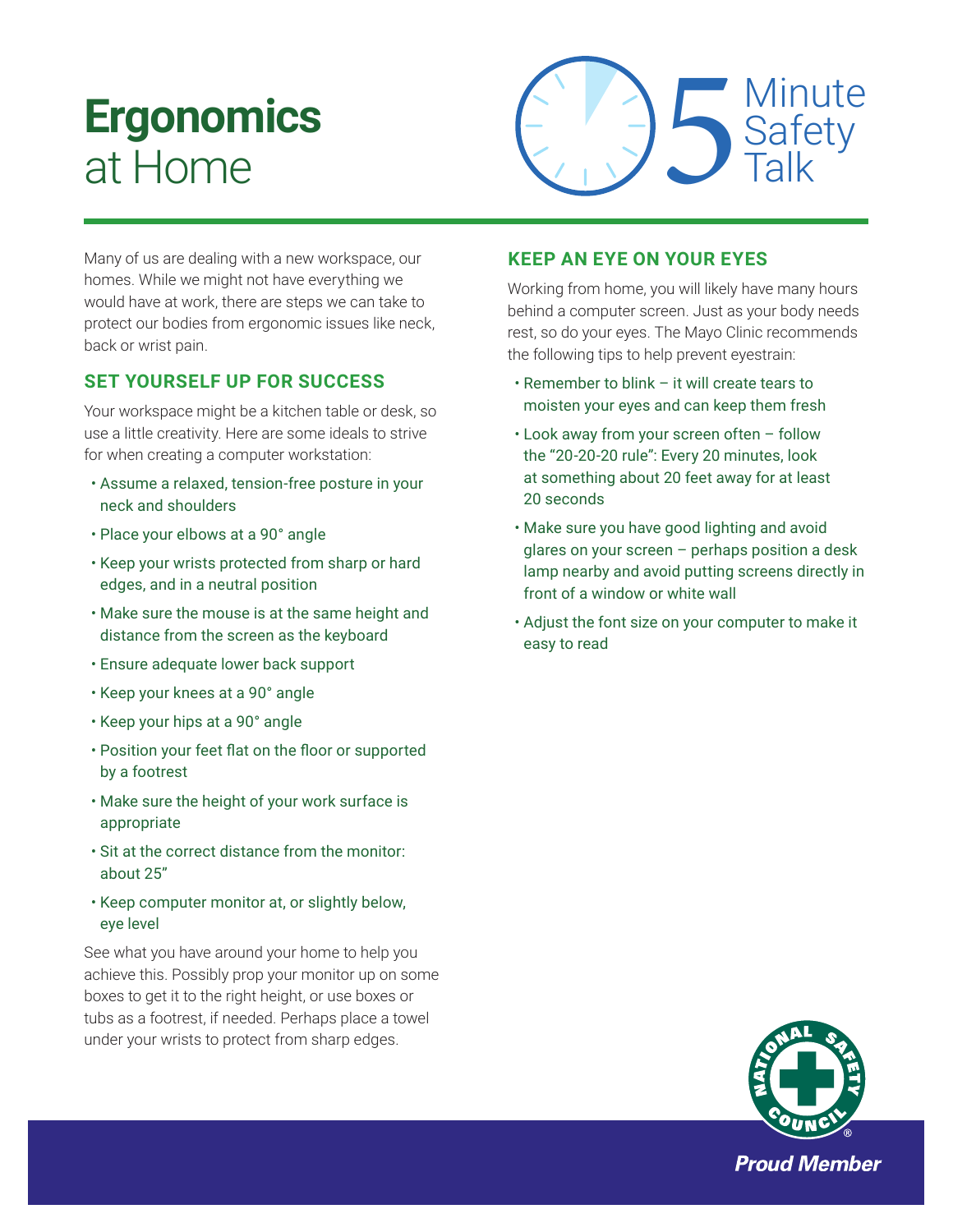# Ergonomics at Home

5 Minute Safety Talk

Many of us are dealing with a new workspace, our homes. While we might not have everything we would have at work, there are steps we can take to protect our bodies from ergonomic issues like neck, back or wrist pain.

## SET YOURSELF UP FOR SUCCESS

Your workspace might be a kitchen table or desk, so use a little creativity. Here are some ideals to strive for when creating a computer workstation:

- Assume a relaxed, tension-free posture in your neck and shoulders
- Place your elbows at a 90° angle
- Keep your wrists protected from sharp or hard edges, and in a neutral position
- Make sure the mouse is at the same height and distance from the screen as the keyboard
- Ensure adequate lower back support
- Keep your knees at a 90° angle
- Keep your hips at a 90° angle
- Position your feet flat on the floor or supported by a footrest
- Make sure the height of your work surface is appropriate
- Sit at the correct distance from the monitor: about 25"
- Keep computer monitor at, or slightly below, eye level

See what you have around your home to help you achieve this. Possibly prop your monitor up on some boxes to get it to the right height, or use boxes or tubs as a footrest, if needed. Perhaps place a towel under your wrists to protect from sharp edges.

## KEEP AN EYE ON YOUR EYES

Working from home, you will likely have many hours behind a computer screen. Just as your body needs rest, so do your eyes. The Mayo Clinic recommends the following tips to help prevent eyestrain:

- Remember to blink – it will create tears to moisten your eyes and can keep them fresh
- Look away from your screen often – follow the "20-20-20 rule": Every 20 minutes, look at something about 20 feet away for at least 20 seconds
- Make sure you have good lighting and avoid glares on your screen – perhaps position a desk lamp nearby and avoid putting screens directly in front of a window or white wall
- Adjust the font size on your computer to make it easy to read

NATIONAL SAFETY COUNCIL®

Proud Member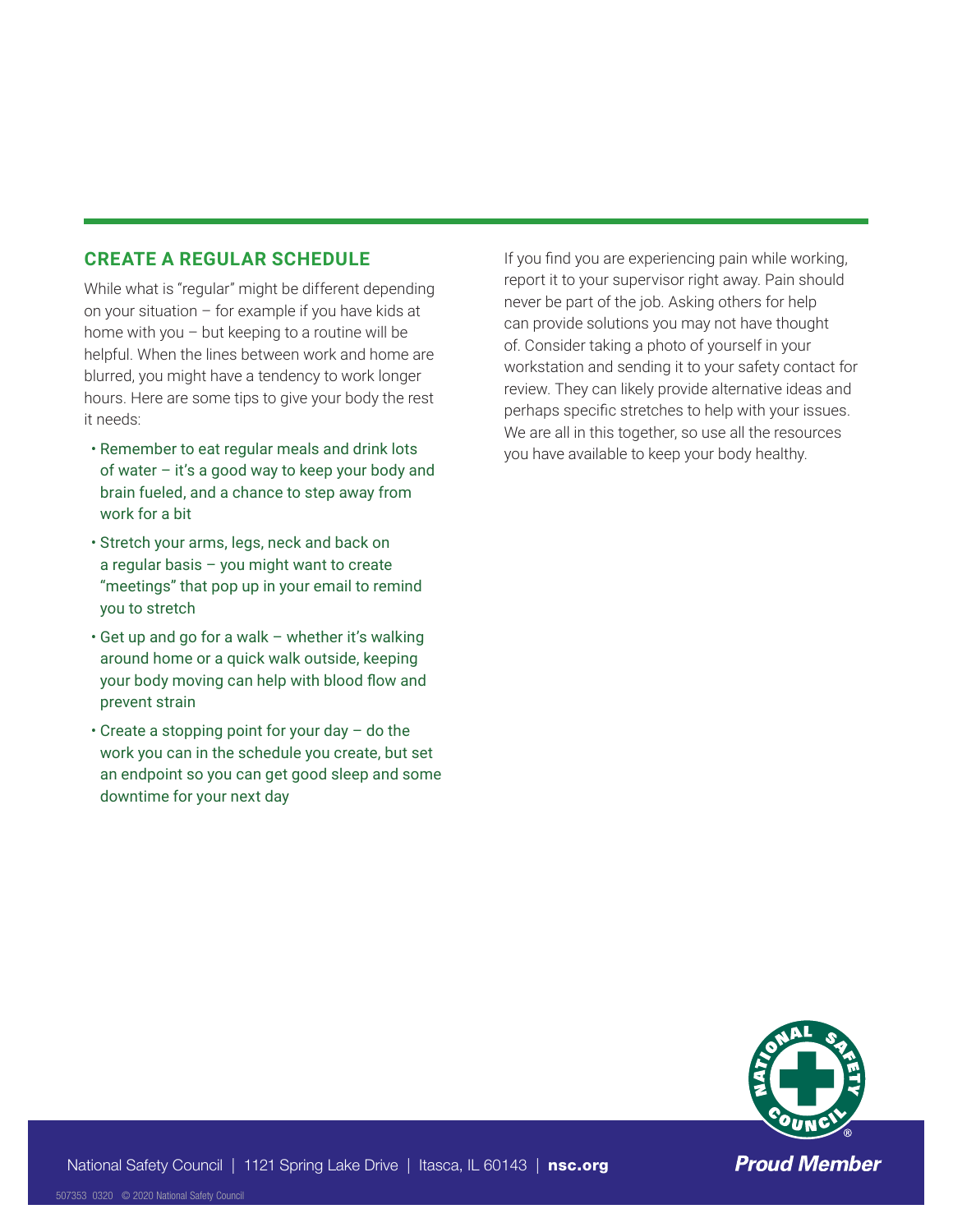## CREATE A REGULAR SCHEDULE

While what is "regular" might be different depending on your situation – for example if you have kids at home with you – but keeping to a routine will be helpful. When the lines between work and home are blurred, you might have a tendency to work longer hours. Here are some tips to give your body the rest it needs:

- Remember to eat regular meals and drink lots of water – it's a good way to keep your body and brain fueled, and a chance to step away from work for a bit
- Stretch your arms, legs, neck and back on a regular basis – you might want to create "meetings" that pop up in your email to remind you to stretch
- Get up and go for a walk – whether it's walking around home or a quick walk outside, keeping your body moving can help with blood flow and prevent strain
- Create a stopping point for your day – do the work you can in the schedule you create, but set an endpoint so you can get good sleep and some downtime for your next day

If you find you are experiencing pain while working, report it to your supervisor right away. Pain should never be part of the job. Asking others for help can provide solutions you may not have thought of. Consider taking a photo of yourself in your workstation and sending it to your safety contact for review. They can likely provide alternative ideas and perhaps specific stretches to help with your issues. We are all in this together, so use all the resources you have available to keep your body healthy.

National Safety Council | 1121 Spring Lake Drive | Itasca, IL 60143 | **nsc.org**

***Proud Member***

507353 0320 © 2020 National Safety Council